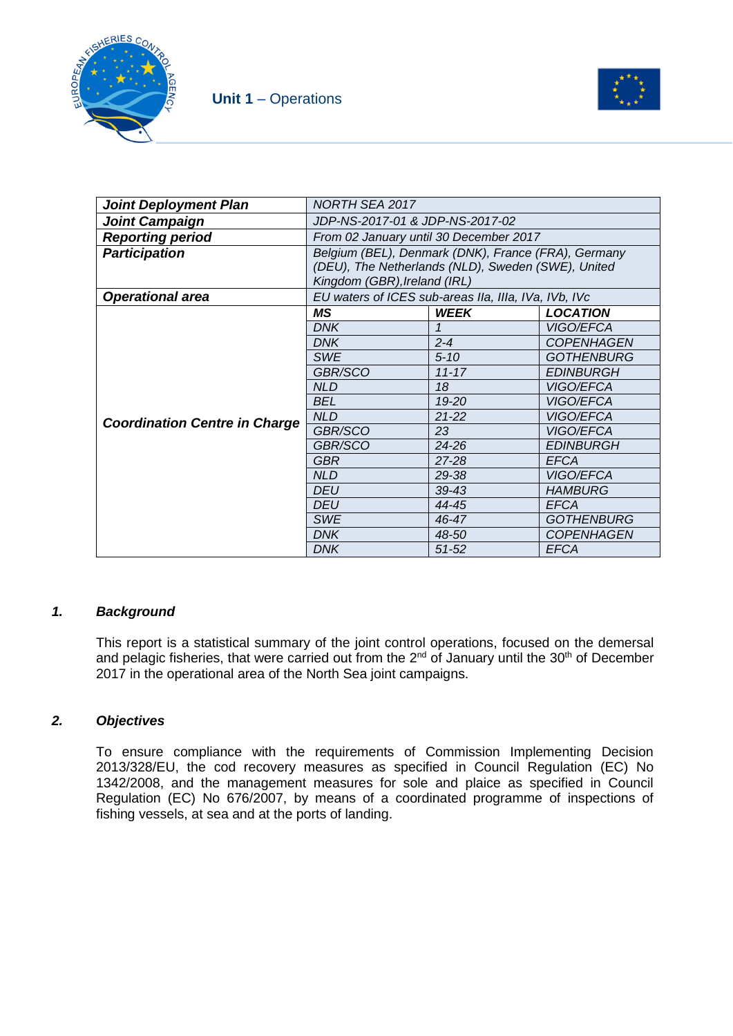**Unit 1** – Operations

| Joint Deployment Plan | NORTH SEA 2017 | | |
|---|---|---|---|
| **Joint Campaign** | *JDP-NS-2017-01 & JDP-NS-2017-02* | | |
| **Reporting period** | *From 02 January until 30 December 2017* | | |
| **Participation** | *Belgium (BEL), Denmark (DNK), France (FRA), Germany (DEU), The Netherlands (NLD), Sweden (SWE), United Kingdom (GBR), Ireland (IRL)* | | |
| **Operational area** | *EU waters of ICES sub-areas IIa, IIIa, IVa, IVb, IVc* | | |
| **Coordination Centre in Charge** | ***MS*** | ***WEEK*** | ***LOCATION*** |
| | *DNK* | *1* | *VIGO/EFCA* |
| | *DNK* | *2-4* | *COPENHAGEN* |
| | *SWE* | *5-10* | *GOTHENBURG* |
| | *GBR/SCO* | *11-17* | *EDINBURGH* |
| | *NLD* | *18* | *VIGO/EFCA* |
| | *BEL* | *19-20* | *VIGO/EFCA* |
| | *NLD* | *21-22* | *VIGO/EFCA* |
| | *GBR/SCO* | *23* | *VIGO/EFCA* |
| | *GBR/SCO* | *24-26* | *EDINBURGH* |
| | *GBR* | *27-28* | *EFCA* |
| | *NLD* | *29-38* | *VIGO/EFCA* |
| | *DEU* | *39-43* | *HAMBURG* |
| | *DEU* | *44-45* | *EFCA* |
| | *SWE* | *46-47* | *GOTHENBURG* |
| | *DNK* | *48-50* | *COPENHAGEN* |
| | *DNK* | *51-52* | *EFCA* |

## *1. Background*

This report is a statistical summary of the joint control operations, focused on the demersal and pelagic fisheries, that were carried out from the 2nd of January until the 30th of December 2017 in the operational area of the North Sea joint campaigns.

## *2. Objectives*

To ensure compliance with the requirements of Commission Implementing Decision 2013/328/EU, the cod recovery measures as specified in Council Regulation (EC) No 1342/2008, and the management measures for sole and plaice as specified in Council Regulation (EC) No 676/2007, by means of a coordinated programme of inspections of fishing vessels, at sea and at the ports of landing.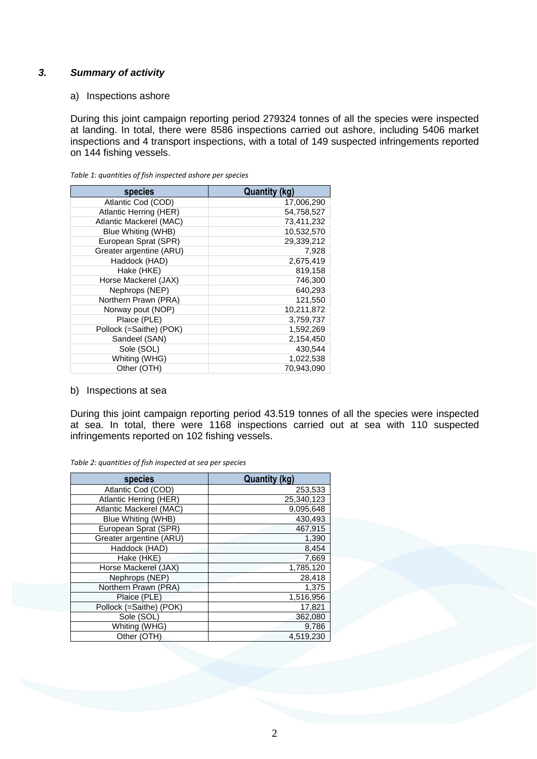### 3. *Summary of activity*

a) Inspections ashore

During this joint campaign reporting period 279324 tonnes of all the species were inspected at landing. In total, there were 8586 inspections carried out ashore, including 5406 market inspections and 4 transport inspections, with a total of 149 suspected infringements reported on 144 fishing vessels.

*Table 1: quantities of fish inspected ashore per species*

| species | Quantity (kg) |
|---|---|
| Atlantic Cod (COD) | 17,006,290 |
| Atlantic Herring (HER) | 54,758,527 |
| Atlantic Mackerel (MAC) | 73,411,232 |
| Blue Whiting (WHB) | 10,532,570 |
| European Sprat (SPR) | 29,339,212 |
| Greater argentine (ARU) | 7,928 |
| Haddock (HAD) | 2,675,419 |
| Hake (HKE) | 819,158 |
| Horse Mackerel (JAX) | 746,300 |
| Nephrops (NEP) | 640,293 |
| Northern Prawn (PRA) | 121,550 |
| Norway pout (NOP) | 10,211,872 |
| Plaice (PLE) | 3,759,737 |
| Pollock (=Saithe) (POK) | 1,592,269 |
| Sandeel (SAN) | 2,154,450 |
| Sole (SOL) | 430,544 |
| Whiting (WHG) | 1,022,538 |
| Other (OTH) | 70,943,090 |

b) Inspections at sea

During this joint campaign reporting period 43.519 tonnes of all the species were inspected at sea. In total, there were 1168 inspections carried out at sea with 110 suspected infringements reported on 102 fishing vessels.

*Table 2: quantities of fish inspected at sea per species*

| species | Quantity (kg) |
|---|---|
| Atlantic Cod (COD) | 253,533 |
| Atlantic Herring (HER) | 25,340,123 |
| Atlantic Mackerel (MAC) | 9,095,648 |
| Blue Whiting (WHB) | 430,493 |
| European Sprat (SPR) | 467,915 |
| Greater argentine (ARU) | 1,390 |
| Haddock (HAD) | 8,454 |
| Hake (HKE) | 7,669 |
| Horse Mackerel (JAX) | 1,785,120 |
| Nephrops (NEP) | 28,418 |
| Northern Prawn (PRA) | 1,375 |
| Plaice (PLE) | 1,516,956 |
| Pollock (=Saithe) (POK) | 17,821 |
| Sole (SOL) | 362,080 |
| Whiting (WHG) | 9,786 |
| Other (OTH) | 4,519,230 |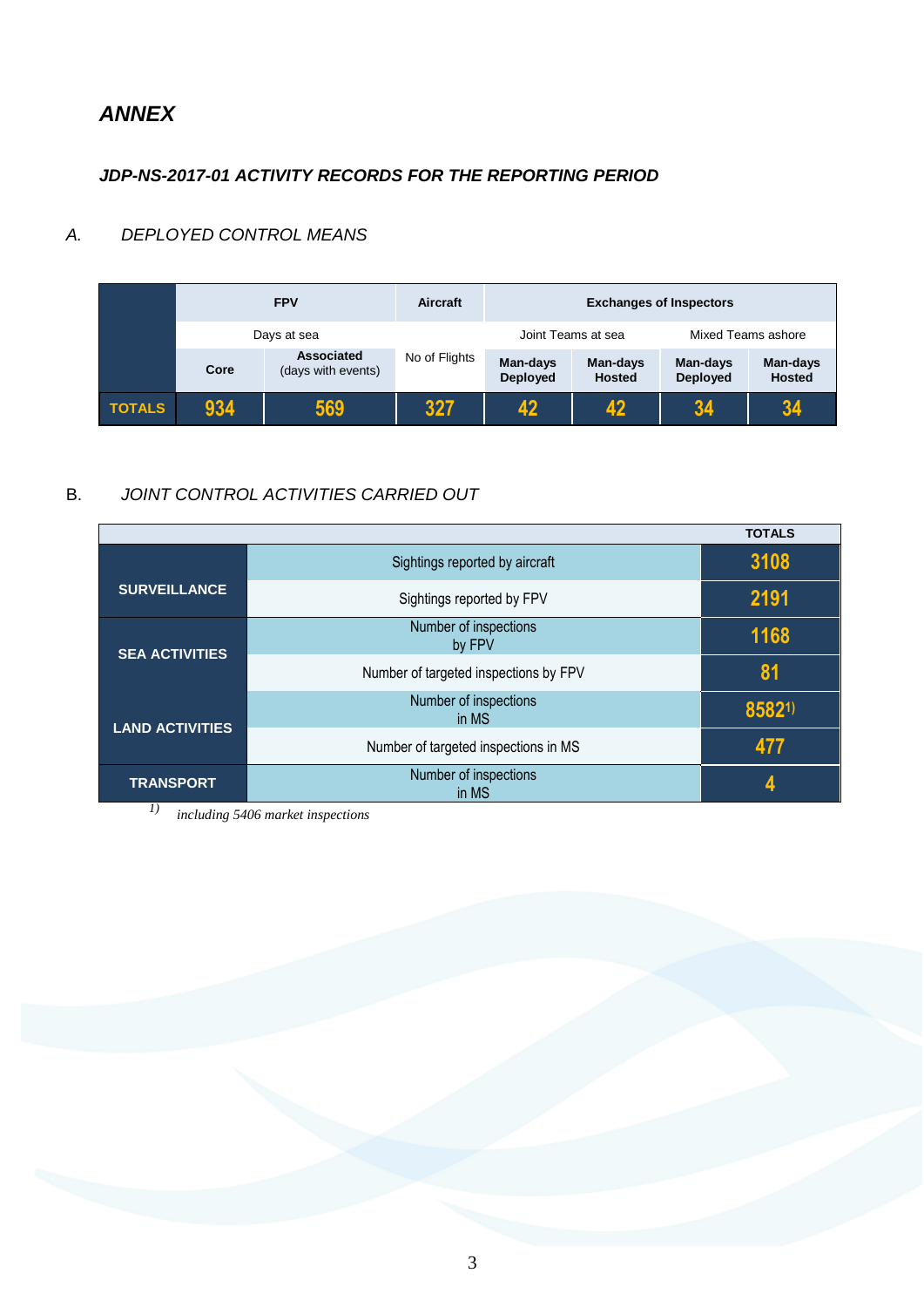## *ANNEX*

### *JDP-NS-2017-01 ACTIVITY RECORDS FOR THE REPORTING PERIOD*

*A. DEPLOYED CONTROL MEANS*

| | FPV | | Aircraft | Exchanges of Inspectors | | | |
|---|---|---|---|---|---|---|---|
| | Days at sea | | | Joint Teams at sea | | Mixed Teams ashore | |
| | **Core** | **Associated** (days with events) | No of Flights | **Man-days Deployed** | **Man-days Hosted** | **Man-days Deployed** | **Man-days Hosted** |
| **TOTALS** | **934** | **569** | **327** | **42** | **42** | **34** | **34** |

B. *JOINT CONTROL ACTIVITIES CARRIED OUT*

| | | **TOTALS** |
|---|---|---|
| **SURVEILLANCE** | Sightings reported by aircraft | **3108** |
| | Sightings reported by FPV | **2191** |
| **SEA ACTIVITIES** | Number of inspections by FPV | **1168** |
| | Number of targeted inspections by FPV | **81** |
| **LAND ACTIVITIES** | Number of inspections in MS | **8582**[1)] |
| | Number of targeted inspections in MS | **477** |
| **TRANSPORT** | Number of inspections in MS | **4** |

*1) including 5406 market inspections*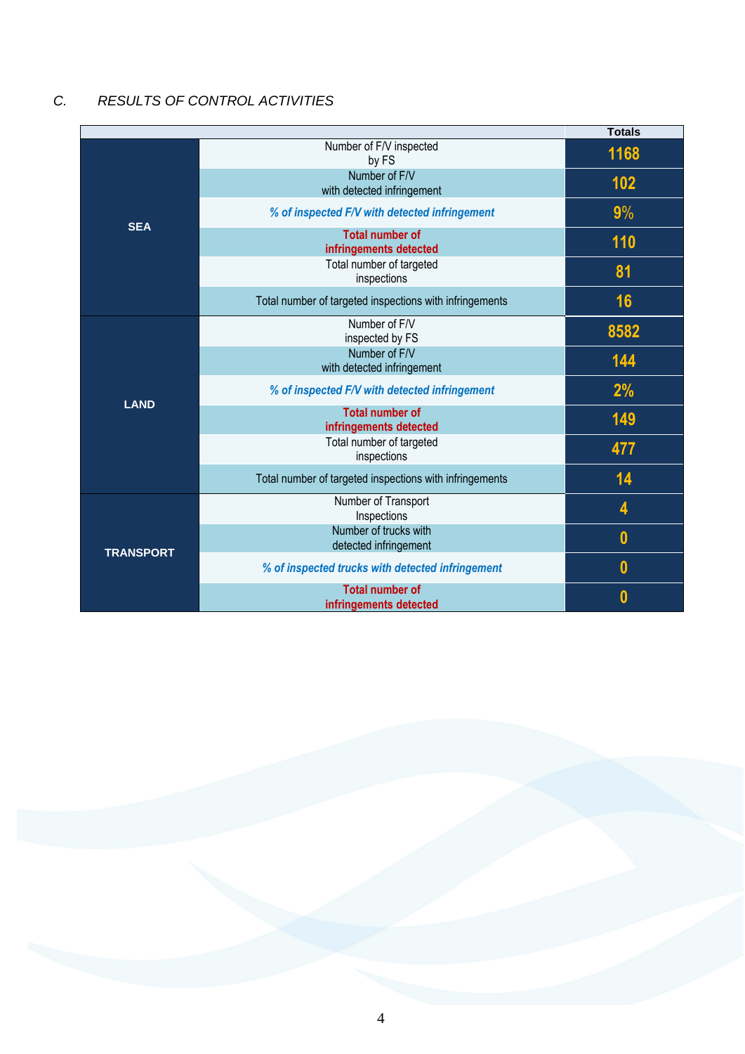## C. *RESULTS OF CONTROL ACTIVITIES*

| | | Totals |
|---|---|---|
| **SEA** | Number of F/V inspected by FS | 1168 |
| | Number of F/V with detected infringement | 102 |
| | *% of inspected F/V with detected infringement* | 9% |
| | **Total number of infringements detected** | 110 |
| | Total number of targeted inspections | 81 |
| | Total number of targeted inspections with infringements | 16 |
| **LAND** | Number of F/V inspected by FS | 8582 |
| | Number of F/V with detected infringement | 144 |
| | *% of inspected F/V with detected infringement* | 2% |
| | **Total number of infringements detected** | 149 |
| | Total number of targeted inspections | 477 |
| | Total number of targeted inspections with infringements | 14 |
| **TRANSPORT** | Number of Transport Inspections | 4 |
| | Number of trucks with detected infringement | 0 |
| | *% of inspected trucks with detected infringement* | 0 |
| | **Total number of infringements detected** | 0 |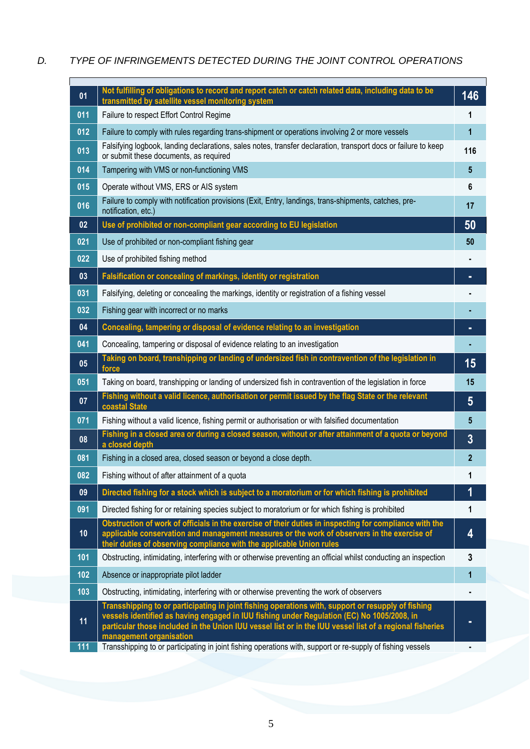## D. TYPE OF INFRINGEMENTS DETECTED DURING THE JOINT CONTROL OPERATIONS

| | | |
|---|---|---|
| **01** | **Not fulfilling of obligations to record and report catch or catch related data, including data to be transmitted by satellite vessel monitoring system** | **146** |
| 011 | Failure to respect Effort Control Regime | 1 |
| 012 | Failure to comply with rules regarding trans-shipment or operations involving 2 or more vessels | 1 |
| 013 | Falsifying logbook, landing declarations, sales notes, transfer declaration, transport docs or failure to keep or submit these documents, as required | 116 |
| 014 | Tampering with VMS or non-functioning VMS | 5 |
| 015 | Operate without VMS, ERS or AIS system | 6 |
| 016 | Failure to comply with notification provisions (Exit, Entry, landings, trans-shipments, catches, pre-notification, etc.) | 17 |
| **02** | **Use of prohibited or non-compliant gear according to EU legislation** | **50** |
| 021 | Use of prohibited or non-compliant fishing gear | 50 |
| 022 | Use of prohibited fishing method | - |
| **03** | **Falsification or concealing of markings, identity or registration** | **-** |
| 031 | Falsifying, deleting or concealing the markings, identity or registration of a fishing vessel | - |
| 032 | Fishing gear with incorrect or no marks | - |
| **04** | **Concealing, tampering or disposal of evidence relating to an investigation** | **-** |
| 041 | Concealing, tampering or disposal of evidence relating to an investigation | - |
| **05** | **Taking on board, transhipping or landing of undersized fish in contravention of the legislation in force** | **15** |
| 051 | Taking on board, transhipping or landing of undersized fish in contravention of the legislation in force | 15 |
| **07** | **Fishing without a valid licence, authorisation or permit issued by the flag State or the relevant coastal State** | **5** |
| 071 | Fishing without a valid licence, fishing permit or authorisation or with falsified documentation | 5 |
| **08** | **Fishing in a closed area or during a closed season, without or after attainment of a quota or beyond a closed depth** | **3** |
| 081 | Fishing in a closed area, closed season or beyond a close depth. | 2 |
| 082 | Fishing without of after attainment of a quota | 1 |
| **09** | **Directed fishing for a stock which is subject to a moratorium or for which fishing is prohibited** | **1** |
| 091 | Directed fishing for or retaining species subject to moratorium or for which fishing is prohibited | 1 |
| **10** | **Obstruction of work of officials in the exercise of their duties in inspecting for compliance with the applicable conservation and management measures or the work of observers in the exercise of their duties of observing compliance with the applicable Union rules** | **4** |
| 101 | Obstructing, intimidating, interfering with or otherwise preventing an official whilst conducting an inspection | 3 |
| 102 | Absence or inappropriate pilot ladder | 1 |
| 103 | Obstructing, intimidating, interfering with or otherwise preventing the work of observers | - |
| **11** | **Transshipping to or participating in joint fishing operations with, support or resupply of fishing vessels identified as having engaged in IUU fishing under Regulation (EC) No 1005/2008, in particular those included in the Union IUU vessel list or in the IUU vessel list of a regional fisheries management organisation** | **-** |
| 111 | Transshipping to or participating in joint fishing operations with, support or re-supply of fishing vessels | - |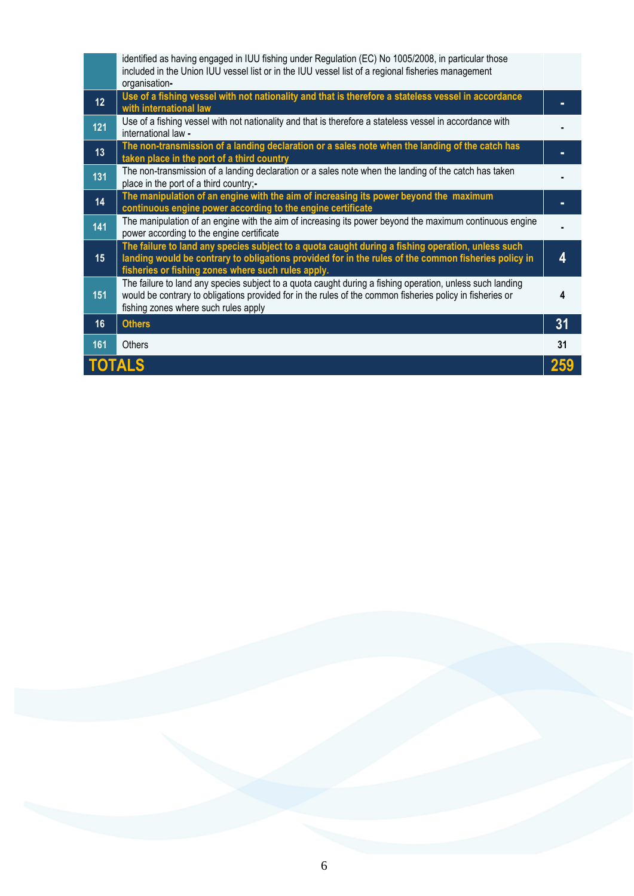| | | |
|---|---|---|
| | identified as having engaged in IUU fishing under Regulation (EC) No 1005/2008, in particular those included in the Union IUU vessel list or in the IUU vessel list of a regional fisheries management organisation- | |
| **12** | **Use of a fishing vessel with not nationality and that is therefore a stateless vessel in accordance with international law** | **-** |
| 121 | Use of a fishing vessel with not nationality and that is therefore a stateless vessel in accordance with international law - | - |
| **13** | **The non-transmission of a landing declaration or a sales note when the landing of the catch has taken place in the port of a third country** | **-** |
| 131 | The non-transmission of a landing declaration or a sales note when the landing of the catch has taken place in the port of a third country;- | - |
| **14** | **The manipulation of an engine with the aim of increasing its power beyond the maximum continuous engine power according to the engine certificate** | **-** |
| 141 | The manipulation of an engine with the aim of increasing its power beyond the maximum continuous engine power according to the engine certificate | - |
| **15** | **The failure to land any species subject to a quota caught during a fishing operation, unless such landing would be contrary to obligations provided for in the rules of the common fisheries policy in fisheries or fishing zones where such rules apply.** | **4** |
| 151 | The failure to land any species subject to a quota caught during a fishing operation, unless such landing would be contrary to obligations provided for in the rules of the common fisheries policy in fisheries or fishing zones where such rules apply | 4 |
| **16** | **Others** | **31** |
| 161 | Others | 31 |
| **TOTALS** | | **259** |